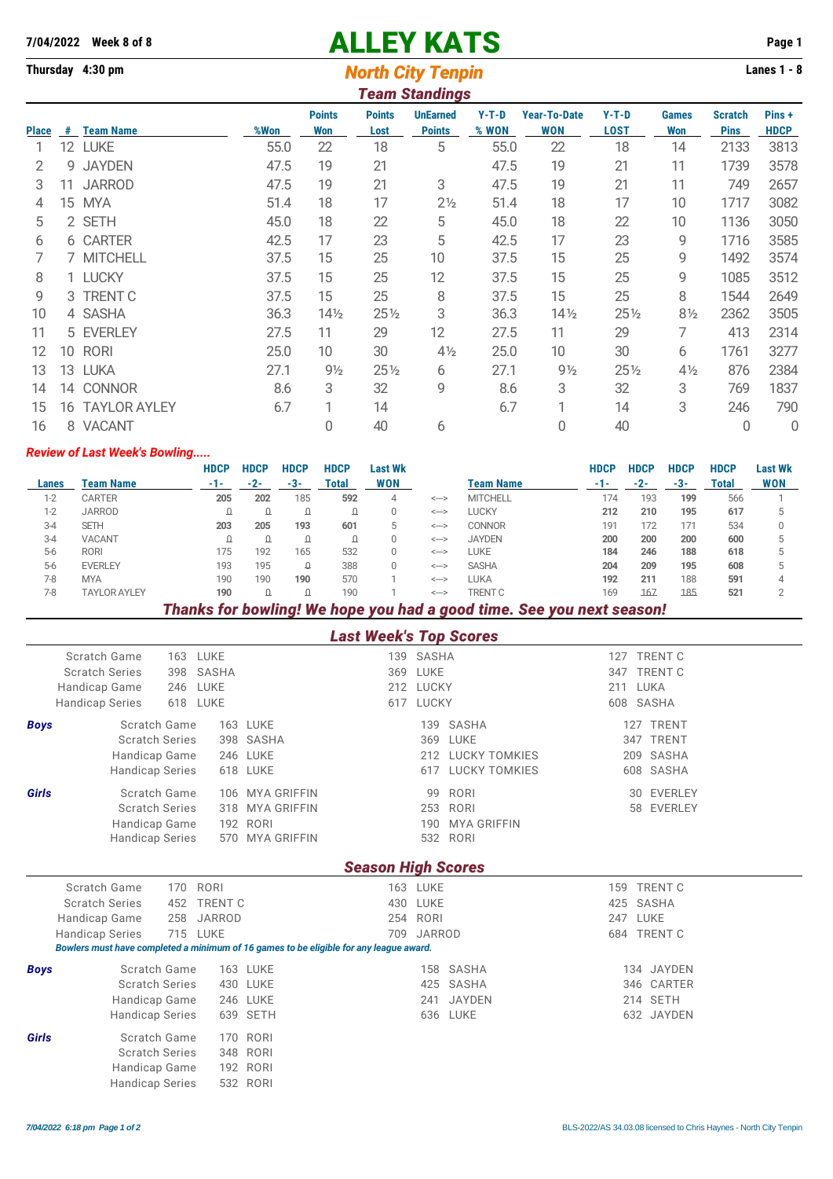7/04/2022 **Week 8 of 8**

# ALLEY KATS

**Thursday 4:30 pm**

## North City Tenpin

**Lanes 1 - 8**

### Team Standings

| Place | # | Team Name | %Won | Points Won | Points Lost | UnEarned Points | Y-T-D % WON | Year-To-Date WON | Y-T-D LOST | Games Won | Scratch Pins | Pins + HDCP |
|---|---|---|---|---|---|---|---|---|---|---|---|---|
| 1 | 12 | LUKE | 55.0 | 22 | 18 | 5 | 55.0 | 22 | 18 | 14 | 2133 | 3813 |
| 2 | 9 | JAYDEN | 47.5 | 19 | 21 | | 47.5 | 19 | 21 | 11 | 1739 | 3578 |
| 3 | 11 | JARROD | 47.5 | 19 | 21 | 3 | 47.5 | 19 | 21 | 11 | 749 | 2657 |
| 4 | 15 | MYA | 51.4 | 18 | 17 | 2½ | 51.4 | 18 | 17 | 10 | 1717 | 3082 |
| 5 | 2 | SETH | 45.0 | 18 | 22 | 5 | 45.0 | 18 | 22 | 10 | 1136 | 3050 |
| 6 | 6 | CARTER | 42.5 | 17 | 23 | 5 | 42.5 | 17 | 23 | 9 | 1716 | 3585 |
| 7 | 7 | MITCHELL | 37.5 | 15 | 25 | 10 | 37.5 | 15 | 25 | 9 | 1492 | 3574 |
| 8 | 1 | LUCKY | 37.5 | 15 | 25 | 12 | 37.5 | 15 | 25 | 9 | 1085 | 3512 |
| 9 | 3 | TRENT C | 37.5 | 15 | 25 | 8 | 37.5 | 15 | 25 | 8 | 1544 | 2649 |
| 10 | 4 | SASHA | 36.3 | 14½ | 25½ | 3 | 36.3 | 14½ | 25½ | 8½ | 2362 | 3505 |
| 11 | 5 | EVERLEY | 27.5 | 11 | 29 | 12 | 27.5 | 11 | 29 | 7 | 413 | 2314 |
| 12 | 10 | RORI | 25.0 | 10 | 30 | 4½ | 25.0 | 10 | 30 | 6 | 1761 | 3277 |
| 13 | 13 | LUKA | 27.1 | 9½ | 25½ | 6 | 27.1 | 9½ | 25½ | 4½ | 876 | 2384 |
| 14 | 14 | CONNOR | 8.6 | 3 | 32 | 9 | 8.6 | 3 | 32 | 3 | 769 | 1837 |
| 15 | 16 | TAYLOR AYLEY | 6.7 | 1 | 14 | | 6.7 | 1 | 14 | 3 | 246 | 790 |
| 16 | 8 | VACANT | | 0 | 40 | 6 | | 0 | 40 | | 0 | 0 |

*Review of Last Week's Bowling.....*

| Lanes | Team Name | HDCP -1- | HDCP -2- | HDCP -3- | HDCP Total | Last Wk WON | | Team Name | HDCP -1- | HDCP -2- | HDCP -3- | HDCP Total | Last Wk WON |
|---|---|---|---|---|---|---|---|---|---|---|---|---|---|
| 1-2 | CARTER | 205 | 202 | 185 | 592 | 4 | <---> | MITCHELL | 174 | 193 | 199 | 566 | 1 |
| 1-2 | JARROD | Ω | Ω | Ω | Ω | 0 | <---> | LUCKY | 212 | 210 | 195 | 617 | 5 |
| 3-4 | SETH | 203 | 205 | 193 | 601 | 5 | <---> | CONNOR | 191 | 172 | 171 | 534 | 0 |
| 3-4 | VACANT | Ω | Ω | Ω | Ω | 0 | <---> | JAYDEN | 200 | 200 | 200 | 600 | 5 |
| 5-6 | RORI | 175 | 192 | 165 | 532 | 0 | <---> | LUKE | 184 | 246 | 188 | 618 | 5 |
| 5-6 | EVERLEY | 193 | 195 | Ω | 388 | 0 | <---> | SASHA | 204 | 209 | 195 | 608 | 5 |
| 7-8 | MYA | 190 | 190 | 190 | 570 | 1 | <---> | LUKA | 192 | 211 | 188 | 591 | 4 |
| 7-8 | TAYLOR AYLEY | 190 | Ω | Ω | 190 | 1 | <---> | TRENT C | 169 | 167 | 185 | 521 | 2 |

***Thanks for bowling! We hope you had a good time. See you next season!***

### Last Week's Top Scores

| | | | |
|---|---|---|---|
| Scratch Game | 163 LUKE | 139 SASHA | 127 TRENT C |
| Scratch Series | 398 SASHA | 369 LUKE | 347 TRENT C |
| Handicap Game | 246 LUKE | 212 LUCKY | 211 LUKA |
| Handicap Series | 618 LUKE | 617 LUCKY | 608 SASHA |

| | | | | |
|---|---|---|---|---|
| ***Boys*** | Scratch Game | 163 LUKE | 139 SASHA | 127 TRENT |
| | Scratch Series | 398 SASHA | 369 LUKE | 347 TRENT |
| | Handicap Game | 246 LUKE | 212 LUCKY TOMKIES | 209 SASHA |
| | Handicap Series | 618 LUKE | 617 LUCKY TOMKIES | 608 SASHA |
| ***Girls*** | Scratch Game | 106 MYA GRIFFIN | 99 RORI | 30 EVERLEY |
| | Scratch Series | 318 MYA GRIFFIN | 253 RORI | 58 EVERLEY |
| | Handicap Game | 192 RORI | 190 MYA GRIFFIN | |
| | Handicap Series | 570 MYA GRIFFIN | 532 RORI | |

### Season High Scores

| | | | |
|---|---|---|---|
| Scratch Game | 170 RORI | 163 LUKE | 159 TRENT C |
| Scratch Series | 452 TRENT C | 430 LUKE | 425 SASHA |
| Handicap Game | 258 JARROD | 254 RORI | 247 LUKE |
| Handicap Series | 715 LUKE | 709 JARROD | 684 TRENT C |

*Bowlers must have completed a minimum of 16 games to be eligible for any league award.*

| | | | | |
|---|---|---|---|---|
| ***Boys*** | Scratch Game | 163 LUKE | 158 SASHA | 134 JAYDEN |
| | Scratch Series | 430 LUKE | 425 SASHA | 346 CARTER |
| | Handicap Game | 246 LUKE | 241 JAYDEN | 214 SETH |
| | Handicap Series | 639 SETH | 636 LUKE | 632 JAYDEN |
| ***Girls*** | Scratch Game | 170 RORI | | |
| | Scratch Series | 348 RORI | | |
| | Handicap Game | 192 RORI | | |
| | Handicap Series | 532 RORI | | |

*7/04/2022 6:18 pm Page 1 of 2* BLS-2022/AS 34.03.08 licensed to Chris Haynes - North City Tenpin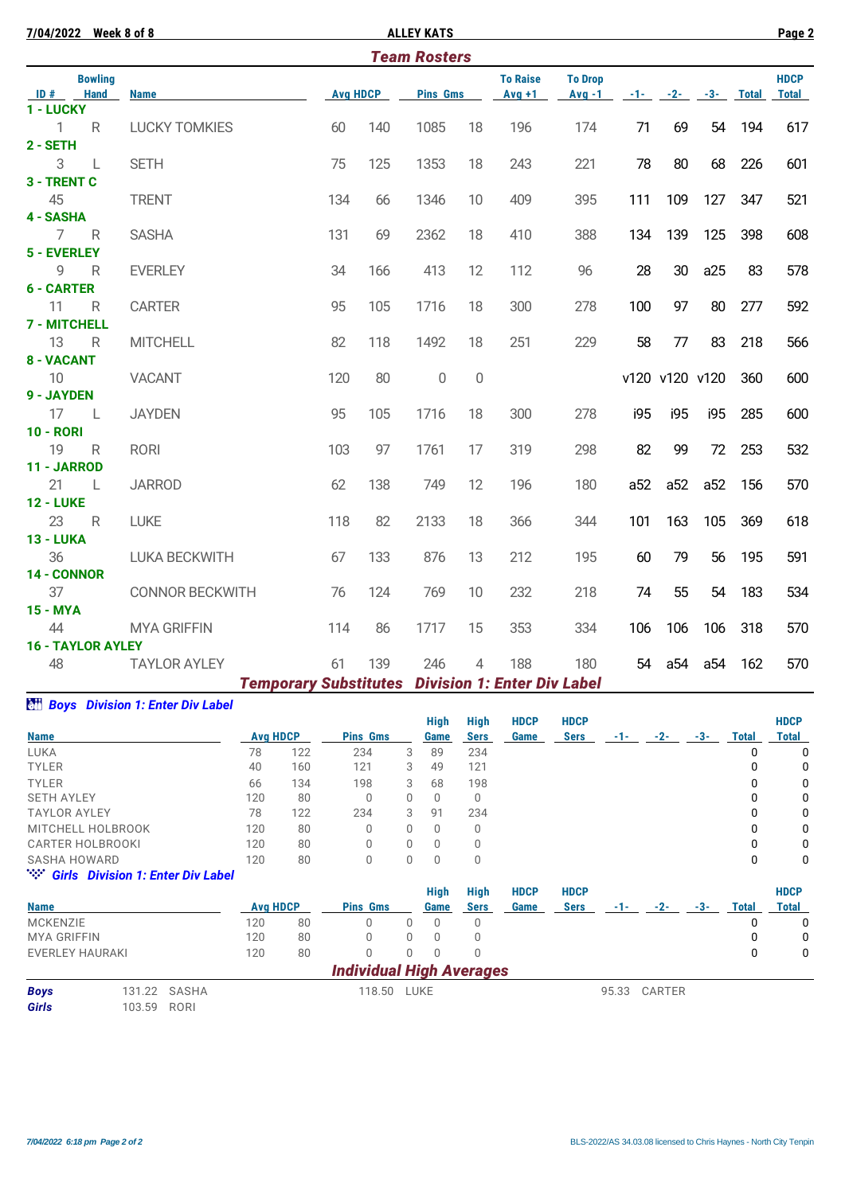## Team Rosters

| ID # | Bowling Hand | Name | Avg | HDCP | Pins | Gms | To Raise Avg +1 | To Drop Avg -1 | -1- | -2- | -3- | Total | HDCP Total |
|---|---|---|---|---|---|---|---|---|---|---|---|---|---|
| **1 - LUCKY** | | | | | | | | | | | | | |
| 1 | R | LUCKY TOMKIES | 60 | 140 | 1085 | 18 | 196 | 174 | 71 | 69 | 54 | 194 | 617 |
| **2 - SETH** | | | | | | | | | | | | | |
| 3 | L | SETH | 75 | 125 | 1353 | 18 | 243 | 221 | 78 | 80 | 68 | 226 | 601 |
| **3 - TRENT C** | | | | | | | | | | | | | |
| 45 | | TRENT | 134 | 66 | 1346 | 10 | 409 | 395 | 111 | 109 | 127 | 347 | 521 |
| **4 - SASHA** | | | | | | | | | | | | | |
| 7 | R | SASHA | 131 | 69 | 2362 | 18 | 410 | 388 | 134 | 139 | 125 | 398 | 608 |
| **5 - EVERLEY** | | | | | | | | | | | | | |
| 9 | R | EVERLEY | 34 | 166 | 413 | 12 | 112 | 96 | 28 | 30 | a25 | 83 | 578 |
| **6 - CARTER** | | | | | | | | | | | | | |
| 11 | R | CARTER | 95 | 105 | 1716 | 18 | 300 | 278 | 100 | 97 | 80 | 277 | 592 |
| **7 - MITCHELL** | | | | | | | | | | | | | |
| 13 | R | MITCHELL | 82 | 118 | 1492 | 18 | 251 | 229 | 58 | 77 | 83 | 218 | 566 |
| **8 - VACANT** | | | | | | | | | | | | | |
| 10 | | VACANT | 120 | 80 | 0 | 0 | | | v120 | v120 | v120 | 360 | 600 |
| **9 - JAYDEN** | | | | | | | | | | | | | |
| 17 | L | JAYDEN | 95 | 105 | 1716 | 18 | 300 | 278 | i95 | i95 | i95 | 285 | 600 |
| **10 - RORI** | | | | | | | | | | | | | |
| 19 | R | RORI | 103 | 97 | 1761 | 17 | 319 | 298 | 82 | 99 | 72 | 253 | 532 |
| **11 - JARROD** | | | | | | | | | | | | | |
| 21 | L | JARROD | 62 | 138 | 749 | 12 | 196 | 180 | a52 | a52 | a52 | 156 | 570 |
| **12 - LUKE** | | | | | | | | | | | | | |
| 23 | R | LUKE | 118 | 82 | 2133 | 18 | 366 | 344 | 101 | 163 | 105 | 369 | 618 |
| **13 - LUKA** | | | | | | | | | | | | | |
| 36 | | LUKA BECKWITH | 67 | 133 | 876 | 13 | 212 | 195 | 60 | 79 | 56 | 195 | 591 |
| **14 - CONNOR** | | | | | | | | | | | | | |
| 37 | | CONNOR BECKWITH | 76 | 124 | 769 | 10 | 232 | 218 | 74 | 55 | 54 | 183 | 534 |
| **15 - MYA** | | | | | | | | | | | | | |
| 44 | | MYA GRIFFIN | 114 | 86 | 1717 | 15 | 353 | 334 | 106 | 106 | 106 | 318 | 570 |
| **16 - TAYLOR AYLEY** | | | | | | | | | | | | | |
| 48 | | TAYLOR AYLEY | 61 | 139 | 246 | 4 | 188 | 180 | 54 | a54 | a54 | 162 | 570 |

## Temporary Substitutes Division 1: Enter Div Label

### Boys Division 1: Enter Div Label

| Name | Avg | HDCP | Pins | Gms | High Game | High Sers | HDCP Game | HDCP Sers | -1- | -2- | -3- | Total | HDCP Total |
|---|---|---|---|---|---|---|---|---|---|---|---|---|---|
| LUKA | 78 | 122 | 234 | 3 | 89 | 234 | | | | | | 0 | 0 |
| TYLER | 40 | 160 | 121 | 3 | 49 | 121 | | | | | | 0 | 0 |
| TYLER | 66 | 134 | 198 | 3 | 68 | 198 | | | | | | 0 | 0 |
| SETH AYLEY | 120 | 80 | 0 | 0 | 0 | 0 | | | | | | 0 | 0 |
| TAYLOR AYLEY | 78 | 122 | 234 | 3 | 91 | 234 | | | | | | 0 | 0 |
| MITCHELL HOLBROOK | 120 | 80 | 0 | 0 | 0 | 0 | | | | | | 0 | 0 |
| CARTER HOLBROOKI | 120 | 80 | 0 | 0 | 0 | 0 | | | | | | 0 | 0 |
| SASHA HOWARD | 120 | 80 | 0 | 0 | 0 | 0 | | | | | | 0 | 0 |

### Girls Division 1: Enter Div Label

| Name | Avg | HDCP | Pins | Gms | High Game | High Sers | HDCP Game | HDCP Sers | -1- | -2- | -3- | Total | HDCP Total |
|---|---|---|---|---|---|---|---|---|---|---|---|---|---|
| MCKENZIE | 120 | 80 | 0 | 0 | 0 | 0 | | | | | | 0 | 0 |
| MYA GRIFFIN | 120 | 80 | 0 | 0 | 0 | 0 | | | | | | 0 | 0 |
| EVERLEY HAURAKI | 120 | 80 | 0 | 0 | 0 | 0 | | | | | | 0 | 0 |

## Individual High Averages

| | | | |
|---|---|---|---|
| **Boys** | 131.22 SASHA | 118.50 LUKE | 95.33 CARTER |
| **Girls** | 103.59 RORI | | |